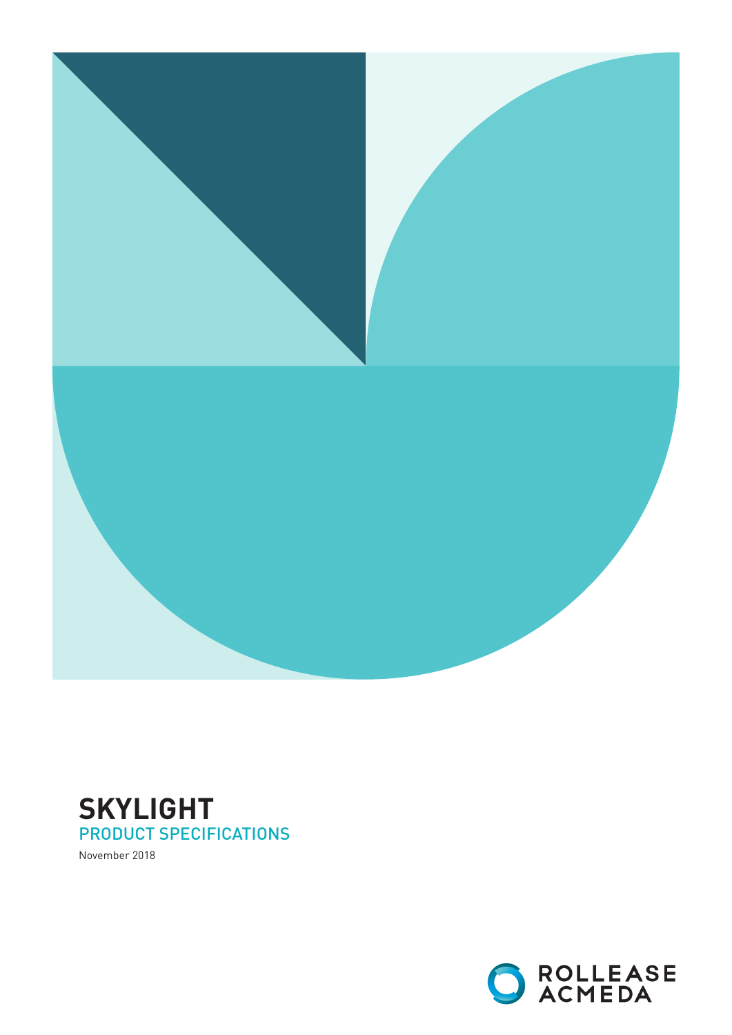# SKYLIGHT

## PRODUCT SPECIFICATIONS

November 2018

ROLLEASE ACMEDA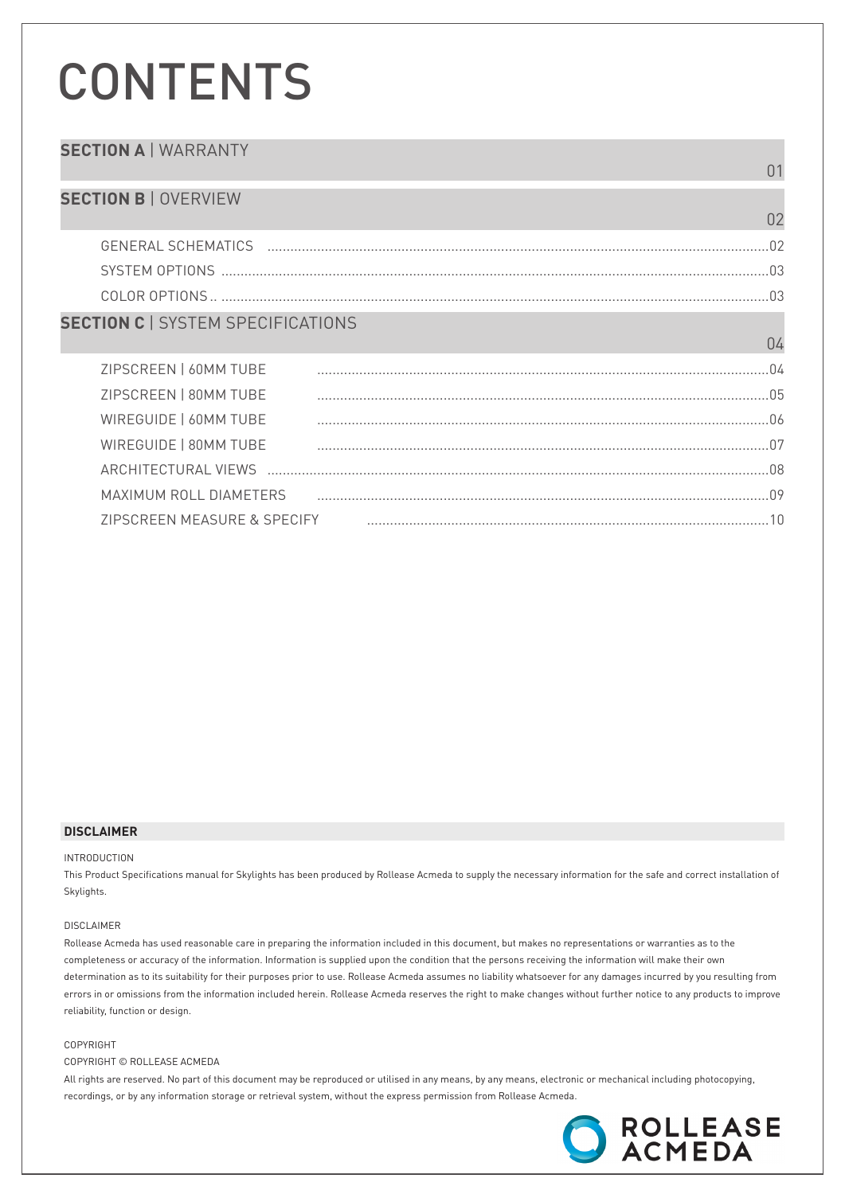# CONTENTS

| | |
|---|---|
| **SECTION A** \| WARRANTY | 01 |
| **SECTION B** \| OVERVIEW | 02 |
| GENERAL SCHEMATICS | 02 |
| SYSTEM OPTIONS | 03 |
| COLOR OPTIONS | 03 |
| **SECTION C** \| SYSTEM SPECIFICATIONS | 04 |
| ZIPSCREEN \| 60MM TUBE | 04 |
| ZIPSCREEN \| 80MM TUBE | 05 |
| WIREGUIDE \| 60MM TUBE | 06 |
| WIREGUIDE \| 80MM TUBE | 07 |
| ARCHITECTURAL VIEWS | 08 |
| MAXIMUM ROLL DIAMETERS | 09 |
| ZIPSCREEN MEASURE & SPECIFY | 10 |

## DISCLAIMER

INTRODUCTION

This Product Specifications manual for Skylights has been produced by Rollease Acmeda to supply the necessary information for the safe and correct installation of Skylights.

DISCLAIMER

Rollease Acmeda has used reasonable care in preparing the information included in this document, but makes no representations or warranties as to the completeness or accuracy of the information. Information is supplied upon the condition that the persons receiving the information will make their own determination as to its suitability for their purposes prior to use. Rollease Acmeda assumes no liability whatsoever for any damages incurred by you resulting from errors in or omissions from the information included herein. Rollease Acmeda reserves the right to make changes without further notice to any products to improve reliability, function or design.

COPYRIGHT

COPYRIGHT © ROLLEASE ACMEDA

All rights are reserved. No part of this document may be reproduced or utilised in any means, by any means, electronic or mechanical including photocopying, recordings, or by any information storage or retrieval system, without the express permission from Rollease Acmeda.

ROLLEASE ACMEDA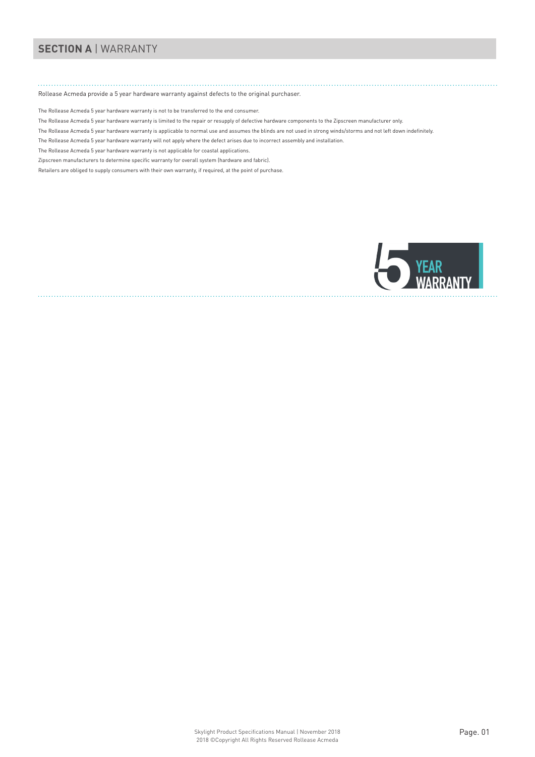## **SECTION A** | WARRANTY

Rollease Acmeda provide a 5 year hardware warranty against defects to the original purchaser.

The Rollease Acmeda 5 year hardware warranty is not to be transferred to the end consumer.

The Rollease Acmeda 5 year hardware warranty is limited to the repair or resupply of defective hardware components to the Zipscreen manufacturer only.

The Rollease Acmeda 5 year hardware warranty is applicable to normal use and assumes the blinds are not used in strong winds/storms and not left down indefinitely.

The Rollease Acmeda 5 year hardware warranty will not apply where the defect arises due to incorrect assembly and installation.

The Rollease Acmeda 5 year hardware warranty is not applicable for coastal applications.

Zipscreen manufacturers to determine specific warranty for overall system (hardware and fabric).

Retailers are obliged to supply consumers with their own warranty, if required, at the point of purchase.

5 YEAR WARRANTY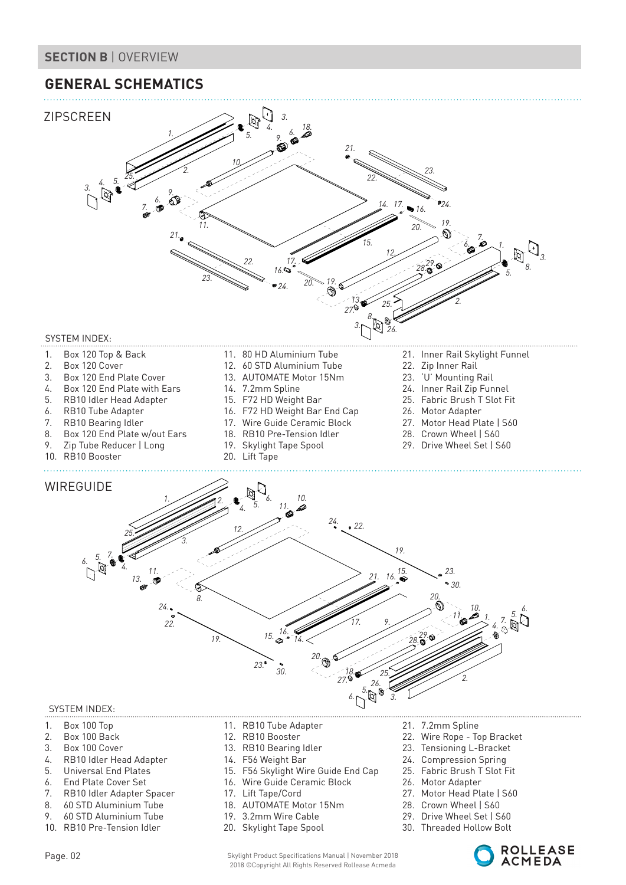## SECTION B | OVERVIEW

# GENERAL SCHEMATICS

## ZIPSCREEN

SYSTEM INDEX:

1. Box 120 Top & Back
2. Box 120 Cover
3. Box 120 End Plate Cover
4. Box 120 End Plate with Ears
5. RB10 Idler Head Adapter
6. RB10 Tube Adapter
7. RB10 Bearing Idler
8. Box 120 End Plate w/out Ears
9. Zip Tube Reducer | Long
10. RB10 Booster
11. 80 HD Aluminium Tube
12. 60 STD Aluminium Tube
13. AUTOMATE Motor 15Nm
14. 7.2mm Spline
15. F72 HD Weight Bar
16. F72 HD Weight Bar End Cap
17. Wire Guide Ceramic Block
18. RB10 Pre-Tension Idler
19. Skylight Tape Spool
20. Lift Tape
21. Inner Rail Skylight Funnel
22. Zip Inner Rail
23. 'U' Mounting Rail
24. Inner Rail Zip Funnel
25. Fabric Brush T Slot Fit
26. Motor Adapter
27. Motor Head Plate | S60
28. Crown Wheel | S60
29. Drive Wheel Set | S60

## WIREGUIDE

SYSTEM INDEX:

1. Box 100 Top
2. Box 100 Back
3. Box 100 Cover
4. RB10 Idler Head Adapter
5. Universal End Plates
6. End Plate Cover Set
7. RB10 Idler Adapter Spacer
8. 60 STD Aluminium Tube
9. 60 STD Aluminium Tube
10. RB10 Pre-Tension Idler
11. RB10 Tube Adapter
12. RB10 Booster
13. RB10 Bearing Idler
14. F56 Weight Bar
15. F56 Skylight Wire Guide End Cap
16. Wire Guide Ceramic Block
17. Lift Tape/Cord
18. AUTOMATE Motor 15Nm
19. 3.2mm Wire Cable
20. Skylight Tape Spool
21. 7.2mm Spline
22. Wire Rope - Top Bracket
23. Tensioning L-Bracket
24. Compression Spring
25. Fabric Brush T Slot Fit
26. Motor Adapter
27. Motor Head Plate | S60
28. Crown Wheel | S60
29. Drive Wheel Set | S60
30. Threaded Hollow Bolt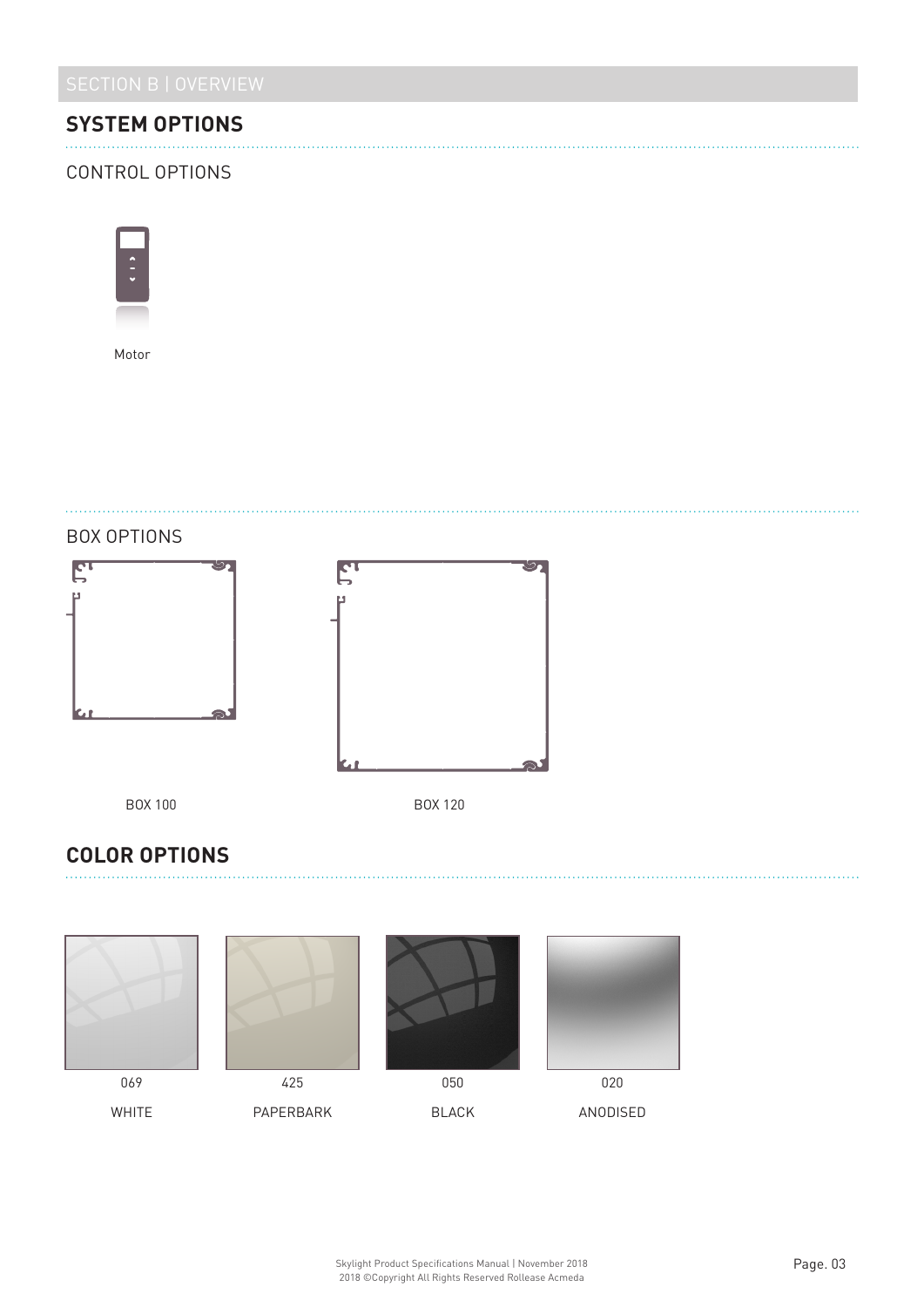SECTION B | OVERVIEW

## SYSTEM OPTIONS

### CONTROL OPTIONS

Motor

### BOX OPTIONS

BOX 100

BOX 120

## COLOR OPTIONS

| 069 | 425 | 050 | 020 |
|---|---|---|---|
| WHITE | PAPERBARK | BLACK | ANODISED |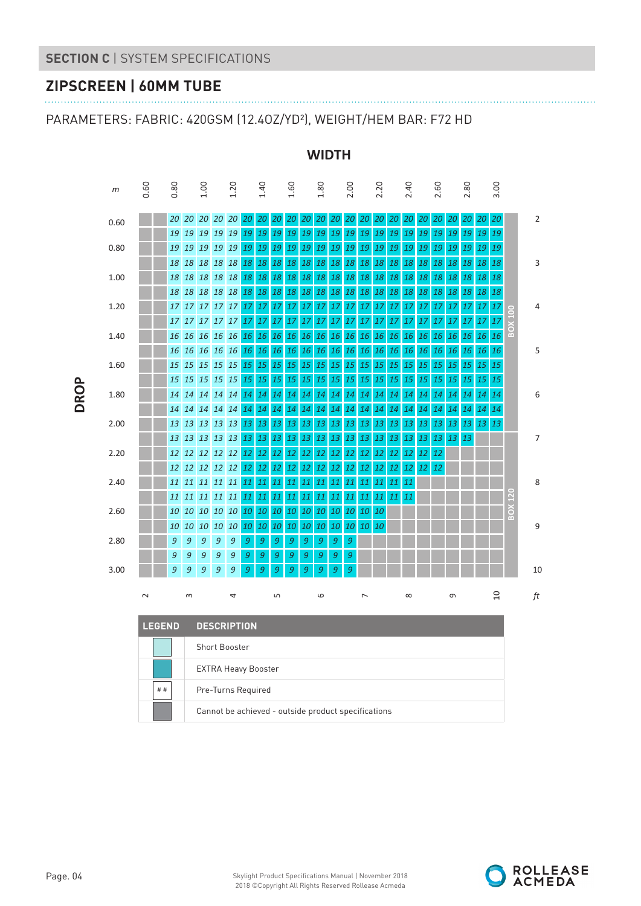## SECTION C | SYSTEM SPECIFICATIONS

## ZIPSCREEN | 60MM TUBE

PARAMETERS: FABRIC: 420GSM (12.4OZ/YD²), WEIGHT/HEM BAR: F72 HD

**WIDTH** (m) across the top, **DROP** (m) down the side. Box 100 applies to drops 0.60–2.00; Box 120 applies to drops 2.10–3.00.

| DROP (m) \ WIDTH (m) | 0.60 | 0.70 | 0.80 | 0.90 | 1.00 | 1.10 | 1.20 | 1.30 | 1.40 | 1.50 | 1.60 | 1.70 | 1.80 | 1.90 | 2.00 | 2.10 | 2.20 | 2.30 | 2.40 | 2.50 | 2.60 | 2.70 | 2.80 | 2.90 | 3.00 |
|---|---|---|---|---|---|---|---|---|---|---|---|---|---|---|---|---|---|---|---|---|---|---|---|---|---|
| 0.60 | | | 20 | 20 | 20 | 20 | 20 | 20 | 20 | 20 | 20 | 20 | 20 | 20 | 20 | 20 | 20 | 20 | 20 | 20 | 20 | 20 | 20 | 20 | 20 |
| 0.70 | | | 19 | 19 | 19 | 19 | 19 | 19 | 19 | 19 | 19 | 19 | 19 | 19 | 19 | 19 | 19 | 19 | 19 | 19 | 19 | 19 | 19 | 19 | 19 |
| 0.80 | | | 19 | 19 | 19 | 19 | 19 | 19 | 19 | 19 | 19 | 19 | 19 | 19 | 19 | 19 | 19 | 19 | 19 | 19 | 19 | 19 | 19 | 19 | 19 |
| 0.90 | | | 18 | 18 | 18 | 18 | 18 | 18 | 18 | 18 | 18 | 18 | 18 | 18 | 18 | 18 | 18 | 18 | 18 | 18 | 18 | 18 | 18 | 18 | 18 |
| 1.00 | | | 18 | 18 | 18 | 18 | 18 | 18 | 18 | 18 | 18 | 18 | 18 | 18 | 18 | 18 | 18 | 18 | 18 | 18 | 18 | 18 | 18 | 18 | 18 |
| 1.10 | | | 18 | 18 | 18 | 18 | 18 | 18 | 18 | 18 | 18 | 18 | 18 | 18 | 18 | 18 | 18 | 18 | 18 | 18 | 18 | 18 | 18 | 18 | 18 |
| 1.20 | | | 17 | 17 | 17 | 17 | 17 | 17 | 17 | 17 | 17 | 17 | 17 | 17 | 17 | 17 | 17 | 17 | 17 | 17 | 17 | 17 | 17 | 17 | 17 |
| 1.30 | | | 17 | 17 | 17 | 17 | 17 | 17 | 17 | 17 | 17 | 17 | 17 | 17 | 17 | 17 | 17 | 17 | 17 | 17 | 17 | 17 | 17 | 17 | 17 |
| 1.40 | | | 16 | 16 | 16 | 16 | 16 | 16 | 16 | 16 | 16 | 16 | 16 | 16 | 16 | 16 | 16 | 16 | 16 | 16 | 16 | 16 | 16 | 16 | 16 |
| 1.50 | | | 16 | 16 | 16 | 16 | 16 | 16 | 16 | 16 | 16 | 16 | 16 | 16 | 16 | 16 | 16 | 16 | 16 | 16 | 16 | 16 | 16 | 16 | 16 |
| 1.60 | | | 15 | 15 | 15 | 15 | 15 | 15 | 15 | 15 | 15 | 15 | 15 | 15 | 15 | 15 | 15 | 15 | 15 | 15 | 15 | 15 | 15 | 15 | 15 |
| 1.70 | | | 15 | 15 | 15 | 15 | 15 | 15 | 15 | 15 | 15 | 15 | 15 | 15 | 15 | 15 | 15 | 15 | 15 | 15 | 15 | 15 | 15 | 15 | 15 |
| 1.80 | | | 14 | 14 | 14 | 14 | 14 | 14 | 14 | 14 | 14 | 14 | 14 | 14 | 14 | 14 | 14 | 14 | 14 | 14 | 14 | 14 | 14 | 14 | 14 |
| 1.90 | | | 14 | 14 | 14 | 14 | 14 | 14 | 14 | 14 | 14 | 14 | 14 | 14 | 14 | 14 | 14 | 14 | 14 | 14 | 14 | 14 | 14 | 14 | 14 |
| 2.00 | | | 13 | 13 | 13 | 13 | 13 | 13 | 13 | 13 | 13 | 13 | 13 | 13 | 13 | 13 | 13 | 13 | 13 | 13 | 13 | 13 | 13 | 13 | 13 |
| 2.10 | | | 13 | 13 | 13 | 13 | 13 | 13 | 13 | 13 | 13 | 13 | 13 | 13 | 13 | 13 | 13 | 13 | 13 | 13 | 13 | 13 | | | |
| 2.20 | | | 12 | 12 | 12 | 12 | 12 | 12 | 12 | 12 | 12 | 12 | 12 | 12 | 12 | 12 | 12 | 12 | 12 | 12 | 12 | | | | |
| 2.30 | | | 12 | 12 | 12 | 12 | 12 | 12 | 12 | 12 | 12 | 12 | 12 | 12 | 12 | 12 | 12 | 12 | 12 | 12 | 12 | | | | |
| 2.40 | | | 11 | 11 | 11 | 11 | 11 | 11 | 11 | 11 | 11 | 11 | 11 | 11 | 11 | 11 | 11 | 11 | 11 | | | | | | |
| 2.50 | | | 11 | 11 | 11 | 11 | 11 | 11 | 11 | 11 | 11 | 11 | 11 | 11 | 11 | 11 | 11 | 11 | 11 | | | | | | |
| 2.60 | | | 10 | 10 | 10 | 10 | 10 | 10 | 10 | 10 | 10 | 10 | 10 | 10 | 10 | 10 | 10 | | | | | | | | |
| 2.70 | | | 10 | 10 | 10 | 10 | 10 | 10 | 10 | 10 | 10 | 10 | 10 | 10 | 10 | 10 | 10 | | | | | | | | |
| 2.80 | | | 9 | 9 | 9 | 9 | 9 | 9 | 9 | 9 | 9 | 9 | 9 | 9 | 9 | | | | | | | | | | |
| 2.90 | | | 9 | 9 | 9 | 9 | 9 | 9 | 9 | 9 | 9 | 9 | 9 | 9 | 9 | | | | | | | | | | |
| 3.00 | | | 9 | 9 | 9 | 9 | 9 | 9 | 9 | 9 | 9 | 9 | 9 | 9 | 9 | | | | | | | | | | |

Empty cells: Cannot be achieved - outside product specifications.

Feet scale — Width: 2, 3, 4, 5, 6, 7, 8, 9, 10 ft; Drop: 2, 3, 4, 5, 6, 7, 8, 9, 10 ft.

| LEGEND | DESCRIPTION |
|---|---|
| (light blue) | Short Booster |
| (dark teal) | EXTRA Heavy Booster |
| ## | Pre-Turns Required |
| (grey) | Cannot be achieved - outside product specifications |

Skylight Product Specifications Manual | November 2018
2018 ©Copyright All Rights Reserved Rollease Acmeda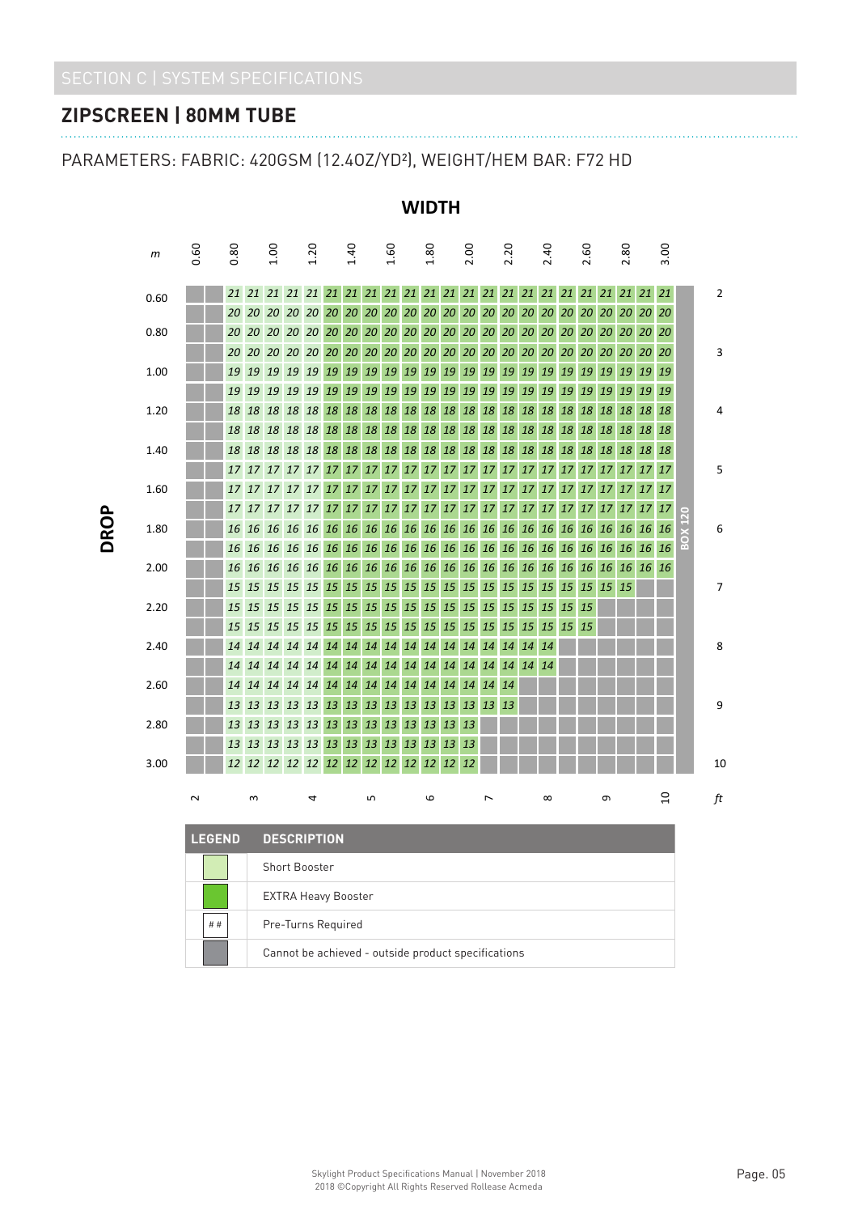SECTION C | SYSTEM SPECIFICATIONS

## ZIPSCREEN | 80MM TUBE

PARAMETERS: FABRIC: 420GSM (12.4OZ/YD²), WEIGHT/HEM BAR: F72 HD

**WIDTH**

| DROP (m) | 0.60 | 0.70 | 0.80 | 0.90 | 1.00 | 1.10 | 1.20 | 1.30 | 1.40 | 1.50 | 1.60 | 1.70 | 1.80 | 1.90 | 2.00 | 2.10 | 2.20 | 2.30 | 2.40 | 2.50 | 2.60 | 2.70 | 2.80 | 2.90 | 3.00 | ft |
|---|---|---|---|---|---|---|---|---|---|---|---|---|---|---|---|---|---|---|---|---|---|---|---|---|---|---|
| 0.60 | | | 21 | 21 | 21 | 21 | 21 | 21 | 21 | 21 | 21 | 21 | 21 | 21 | 21 | 21 | 21 | 21 | 21 | 21 | 21 | 21 | 21 | 21 | 21 | 2 |
| 0.70 | | | 20 | 20 | 20 | 20 | 20 | 20 | 20 | 20 | 20 | 20 | 20 | 20 | 20 | 20 | 20 | 20 | 20 | 20 | 20 | 20 | 20 | 20 | 20 | |
| 0.80 | | | 20 | 20 | 20 | 20 | 20 | 20 | 20 | 20 | 20 | 20 | 20 | 20 | 20 | 20 | 20 | 20 | 20 | 20 | 20 | 20 | 20 | 20 | 20 | |
| 0.90 | | | 20 | 20 | 20 | 20 | 20 | 20 | 20 | 20 | 20 | 20 | 20 | 20 | 20 | 20 | 20 | 20 | 20 | 20 | 20 | 20 | 20 | 20 | 20 | 3 |
| 1.00 | | | 19 | 19 | 19 | 19 | 19 | 19 | 19 | 19 | 19 | 19 | 19 | 19 | 19 | 19 | 19 | 19 | 19 | 19 | 19 | 19 | 19 | 19 | 19 | |
| 1.10 | | | 19 | 19 | 19 | 19 | 19 | 19 | 19 | 19 | 19 | 19 | 19 | 19 | 19 | 19 | 19 | 19 | 19 | 19 | 19 | 19 | 19 | 19 | 19 | |
| 1.20 | | | 18 | 18 | 18 | 18 | 18 | 18 | 18 | 18 | 18 | 18 | 18 | 18 | 18 | 18 | 18 | 18 | 18 | 18 | 18 | 18 | 18 | 18 | 18 | 4 |
| 1.30 | | | 18 | 18 | 18 | 18 | 18 | 18 | 18 | 18 | 18 | 18 | 18 | 18 | 18 | 18 | 18 | 18 | 18 | 18 | 18 | 18 | 18 | 18 | 18 | |
| 1.40 | | | 18 | 18 | 18 | 18 | 18 | 18 | 18 | 18 | 18 | 18 | 18 | 18 | 18 | 18 | 18 | 18 | 18 | 18 | 18 | 18 | 18 | 18 | 18 | |
| 1.50 | | | 17 | 17 | 17 | 17 | 17 | 17 | 17 | 17 | 17 | 17 | 17 | 17 | 17 | 17 | 17 | 17 | 17 | 17 | 17 | 17 | 17 | 17 | 17 | 5 |
| 1.60 | | | 17 | 17 | 17 | 17 | 17 | 17 | 17 | 17 | 17 | 17 | 17 | 17 | 17 | 17 | 17 | 17 | 17 | 17 | 17 | 17 | 17 | 17 | 17 | |
| 1.70 | | | 17 | 17 | 17 | 17 | 17 | 17 | 17 | 17 | 17 | 17 | 17 | 17 | 17 | 17 | 17 | 17 | 17 | 17 | 17 | 17 | 17 | 17 | 17 | |
| 1.80 | | | 16 | 16 | 16 | 16 | 16 | 16 | 16 | 16 | 16 | 16 | 16 | 16 | 16 | 16 | 16 | 16 | 16 | 16 | 16 | 16 | 16 | 16 | 16 | 6 |
| 1.90 | | | 16 | 16 | 16 | 16 | 16 | 16 | 16 | 16 | 16 | 16 | 16 | 16 | 16 | 16 | 16 | 16 | 16 | 16 | 16 | 16 | 16 | 16 | 16 | |
| 2.00 | | | 16 | 16 | 16 | 16 | 16 | 16 | 16 | 16 | 16 | 16 | 16 | 16 | 16 | 16 | 16 | 16 | 16 | 16 | 16 | 16 | 16 | 16 | 16 | |
| 2.10 | | | 15 | 15 | 15 | 15 | 15 | 15 | 15 | 15 | 15 | 15 | 15 | 15 | 15 | 15 | 15 | 15 | 15 | 15 | 15 | 15 | 15 | | | 7 |
| 2.20 | | | 15 | 15 | 15 | 15 | 15 | 15 | 15 | 15 | 15 | 15 | 15 | 15 | 15 | 15 | 15 | 15 | 15 | 15 | 15 | | | | | |
| 2.30 | | | 15 | 15 | 15 | 15 | 15 | 15 | 15 | 15 | 15 | 15 | 15 | 15 | 15 | 15 | 15 | 15 | 15 | 15 | 15 | | | | | |
| 2.40 | | | 14 | 14 | 14 | 14 | 14 | 14 | 14 | 14 | 14 | 14 | 14 | 14 | 14 | 14 | 14 | 14 | 14 | | | | | | | 8 |
| 2.50 | | | 14 | 14 | 14 | 14 | 14 | 14 | 14 | 14 | 14 | 14 | 14 | 14 | 14 | 14 | 14 | 14 | 14 | | | | | | | |
| 2.60 | | | 14 | 14 | 14 | 14 | 14 | 14 | 14 | 14 | 14 | 14 | 14 | 14 | 14 | 14 | 14 | | | | | | | | | |
| 2.70 | | | 13 | 13 | 13 | 13 | 13 | 13 | 13 | 13 | 13 | 13 | 13 | 13 | 13 | 13 | 13 | | | | | | | | | 9 |
| 2.80 | | | 13 | 13 | 13 | 13 | 13 | 13 | 13 | 13 | 13 | 13 | 13 | 13 | 13 | | | | | | | | | | | |
| 2.90 | | | 13 | 13 | 13 | 13 | 13 | 13 | 13 | 13 | 13 | 13 | 13 | 13 | 13 | | | | | | | | | | | |
| 3.00 | | | 12 | 12 | 12 | 12 | 12 | 12 | 12 | 12 | 12 | 12 | 12 | 12 | 12 | | | | | | | | | | | 10 |
| ft | 2 | | | 3 | | | 4 | | | 5 | | | 6 | | | 7 | | | 8 | | | 9 | | | 10 | |

BOX 120

| LEGEND | DESCRIPTION |
|---|---|
| (light green) | Short Booster |
| (green) | EXTRA Heavy Booster |
| ## | Pre-Turns Required |
| (grey) | Cannot be achieved - outside product specifications |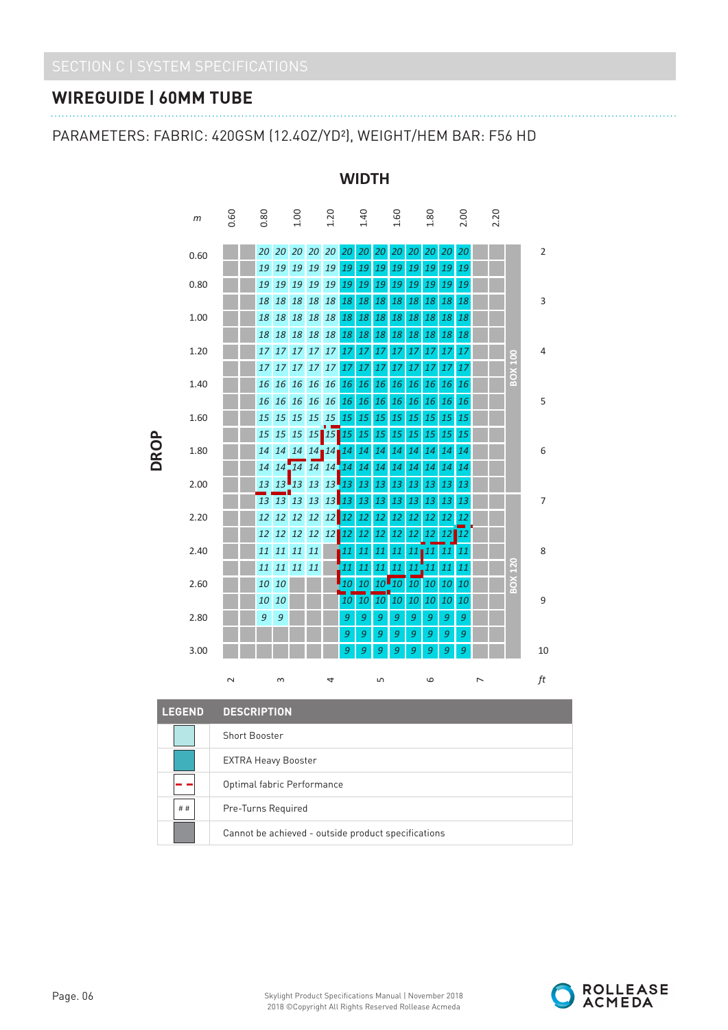SECTION C | SYSTEM SPECIFICATIONS

## WIREGUIDE | 60MM TUBE

PARAMETERS: FABRIC: 420GSM (12.4OZ/YD²), WEIGHT/HEM BAR: F56 HD

**WIDTH**

**DROP**

| m | 0.60 | | 0.80 | | 1.00 | | 1.20 | | 1.40 | | 1.60 | | 1.80 | | 2.00 | | 2.20 | | | ft |
|---|---|---|---|---|---|---|---|---|---|---|---|---|---|---|---|---|---|---|---|---|
| 0.60 | | | 20 | 20 | 20 | 20 | 20 | 20 | 20 | 20 | 20 | 20 | 20 | 20 | 20 | | | BOX 100 | | 2 |
| | | | 19 | 19 | 19 | 19 | 19 | 19 | 19 | 19 | 19 | 19 | 19 | 19 | 19 | | | | | |
| 0.80 | | | 19 | 19 | 19 | 19 | 19 | 19 | 19 | 19 | 19 | 19 | 19 | 19 | 19 | | | | | |
| | | | 18 | 18 | 18 | 18 | 18 | 18 | 18 | 18 | 18 | 18 | 18 | 18 | 18 | | | | | 3 |
| 1.00 | | | 18 | 18 | 18 | 18 | 18 | 18 | 18 | 18 | 18 | 18 | 18 | 18 | 18 | | | | | |
| | | | 18 | 18 | 18 | 18 | 18 | 18 | 18 | 18 | 18 | 18 | 18 | 18 | 18 | | | | | |
| 1.20 | | | 17 | 17 | 17 | 17 | 17 | 17 | 17 | 17 | 17 | 17 | 17 | 17 | 17 | | | | | 4 |
| | | | 17 | 17 | 17 | 17 | 17 | 17 | 17 | 17 | 17 | 17 | 17 | 17 | 17 | | | | | |
| 1.40 | | | 16 | 16 | 16 | 16 | 16 | 16 | 16 | 16 | 16 | 16 | 16 | 16 | 16 | | | | | |
| | | | 16 | 16 | 16 | 16 | 16 | 16 | 16 | 16 | 16 | 16 | 16 | 16 | 16 | | | | | 5 |
| 1.60 | | | 15 | 15 | 15 | 15 | 15 | 15 | 15 | 15 | 15 | 15 | 15 | 15 | 15 | | | | | |
| | | | 15 | 15 | 15 | 15 | 15 | 15 | 15 | 15 | 15 | 15 | 15 | 15 | 15 | | | | | |
| 1.80 | | | 14 | 14 | 14 | 14 | 14 | 14 | 14 | 14 | 14 | 14 | 14 | 14 | 14 | | | | | 6 |
| | | | 14 | 14 | 14 | 14 | 14 | 14 | 14 | 14 | 14 | 14 | 14 | 14 | 14 | | | | | |
| 2.00 | | | 13 | 13 | 13 | 13 | 13 | 13 | 13 | 13 | 13 | 13 | 13 | 13 | 13 | | | | | |
| | | | 13 | 13 | 13 | 13 | 13 | 13 | 13 | 13 | 13 | 13 | 13 | 13 | 13 | | | BOX 120 | | 7 |
| 2.20 | | | 12 | 12 | 12 | 12 | 12 | 12 | 12 | 12 | 12 | 12 | 12 | 12 | 12 | | | | | |
| | | | 12 | 12 | 12 | 12 | 12 | 12 | 12 | 12 | 12 | 12 | 12 | 12 | 12 | | | | | |
| 2.40 | | | 11 | 11 | 11 | 11 | | 11 | 11 | 11 | 11 | 11 | 11 | 11 | 11 | | | | | 8 |
| | | | 11 | 11 | 11 | 11 | | 11 | 11 | 11 | 11 | 11 | 11 | 11 | 11 | | | | | |
| 2.60 | | | 10 | 10 | | | | 10 | 10 | 10 | 10 | 10 | 10 | 10 | 10 | | | | | |
| | | | 10 | 10 | | | | 10 | 10 | 10 | 10 | 10 | 10 | 10 | 10 | | | | | 9 |
| 2.80 | | | 9 | 9 | | | | 9 | 9 | 9 | 9 | 9 | 9 | 9 | 9 | | | | | |
| | | | | | | | | 9 | 9 | 9 | 9 | 9 | 9 | 9 | 9 | | | | | |
| 3.00 | | | | | | | | 9 | 9 | 9 | 9 | 9 | 9 | 9 | 9 | | | | | 10 |
| ft | 2 | | 3 | | | 4 | | | 5 | | | 6 | | | 7 | | | | | |

| LEGEND | DESCRIPTION |
|---|---|
| (light blue) | Short Booster |
| (teal) | EXTRA Heavy Booster |
| (red dashed line) | Optimal fabric Performance |
| ## | Pre-Turns Required |
| (grey) | Cannot be achieved - outside product specifications |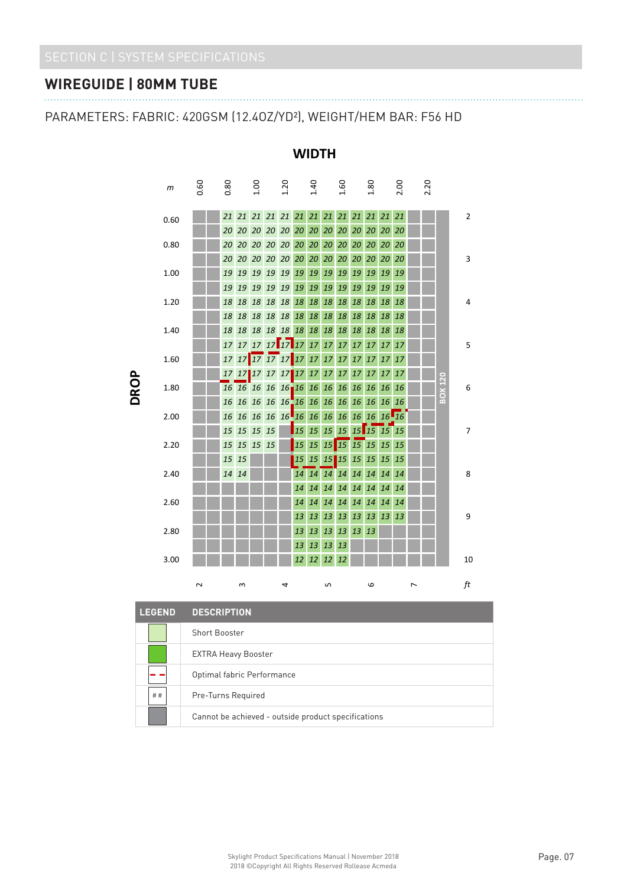SECTION C | SYSTEM SPECIFICATIONS

## WIREGUIDE | 80MM TUBE

PARAMETERS: FABRIC: 420GSM (12.4OZ/YD²), WEIGHT/HEM BAR: F56 HD

### WIDTH

| DROP (m) | 0.60 | 0.70 | 0.80 | 0.90 | 1.00 | 1.10 | 1.20 | 1.30 | 1.40 | 1.50 | 1.60 | 1.70 | 1.80 | 1.90 | 2.00 | 2.10 | 2.20 | BOX 120 | ft |
|---|---|---|---|---|---|---|---|---|---|---|---|---|---|---|---|---|---|---|---|
| 0.60 | | | 21 | 21 | 21 | 21 | 21 | 21 | 21 | 21 | 21 | 21 | 21 | 21 | 21 | | | | 2 |
| 0.70 | | | 20 | 20 | 20 | 20 | 20 | 20 | 20 | 20 | 20 | 20 | 20 | 20 | 20 | | | | |
| 0.80 | | | 20 | 20 | 20 | 20 | 20 | 20 | 20 | 20 | 20 | 20 | 20 | 20 | 20 | | | | |
| 0.90 | | | 20 | 20 | 20 | 20 | 20 | 20 | 20 | 20 | 20 | 20 | 20 | 20 | 20 | | | | 3 |
| 1.00 | | | 19 | 19 | 19 | 19 | 19 | 19 | 19 | 19 | 19 | 19 | 19 | 19 | 19 | | | | |
| 1.10 | | | 19 | 19 | 19 | 19 | 19 | 19 | 19 | 19 | 19 | 19 | 19 | 19 | 19 | | | | |
| 1.20 | | | 18 | 18 | 18 | 18 | 18 | 18 | 18 | 18 | 18 | 18 | 18 | 18 | 18 | | | | 4 |
| 1.30 | | | 18 | 18 | 18 | 18 | 18 | 18 | 18 | 18 | 18 | 18 | 18 | 18 | 18 | | | | |
| 1.40 | | | 18 | 18 | 18 | 18 | 18 | 18 | 18 | 18 | 18 | 18 | 18 | 18 | 18 | | | | |
| 1.50 | | | 17 | 17 | 17 | 17 | 17 | 17 | 17 | 17 | 17 | 17 | 17 | 17 | 17 | | | | 5 |
| 1.60 | | | 17 | 17 | 17 | 17 | 17 | 17 | 17 | 17 | 17 | 17 | 17 | 17 | 17 | | | | |
| 1.70 | | | 17 | 17 | 17 | 17 | 17 | 17 | 17 | 17 | 17 | 17 | 17 | 17 | 17 | | | | |
| 1.80 | | | 16 | 16 | 16 | 16 | 16 | 16 | 16 | 16 | 16 | 16 | 16 | 16 | 16 | | | | 6 |
| 1.90 | | | 16 | 16 | 16 | 16 | 16 | 16 | 16 | 16 | 16 | 16 | 16 | 16 | 16 | | | | |
| 2.00 | | | 16 | 16 | 16 | 16 | 16 | 16 | 16 | 16 | 16 | 16 | 16 | 16 | 16 | | | | |
| 2.10 | | | 15 | 15 | 15 | 15 | | 15 | 15 | 15 | 15 | 15 | 15 | 15 | 15 | | | | 7 |
| 2.20 | | | 15 | 15 | 15 | 15 | | 15 | 15 | 15 | 15 | 15 | 15 | 15 | 15 | | | | |
| 2.30 | | | 15 | 15 | | | | 15 | 15 | 15 | 15 | 15 | 15 | 15 | 15 | | | | |
| 2.40 | | | 14 | 14 | | | | 14 | 14 | 14 | 14 | 14 | 14 | 14 | 14 | | | | 8 |
| 2.50 | | | | | | | | 14 | 14 | 14 | 14 | 14 | 14 | 14 | 14 | | | | |
| 2.60 | | | | | | | | 14 | 14 | 14 | 14 | 14 | 14 | 14 | 14 | | | | |
| 2.70 | | | | | | | | 13 | 13 | 13 | 13 | 13 | 13 | 13 | 13 | | | | 9 |
| 2.80 | | | | | | | | 13 | 13 | 13 | 13 | 13 | 13 | | | | | | |
| 2.90 | | | | | | | | 13 | 13 | 13 | 13 | | | | | | | | |
| 3.00 | | | | | | | | 12 | 12 | 12 | 12 | | | | | | | | 10 |
| ft | 2 | | | 3 | | | 4 | | | 5 | | | 6 | | | 7 | | | |

| LEGEND | DESCRIPTION |
|---|---|
| (light green) | Short Booster |
| (dark green) | EXTRA Heavy Booster |
| (red dashed line) | Optimal fabric Performance |
| ## | Pre-Turns Required |
| (grey) | Cannot be achieved - outside product specifications |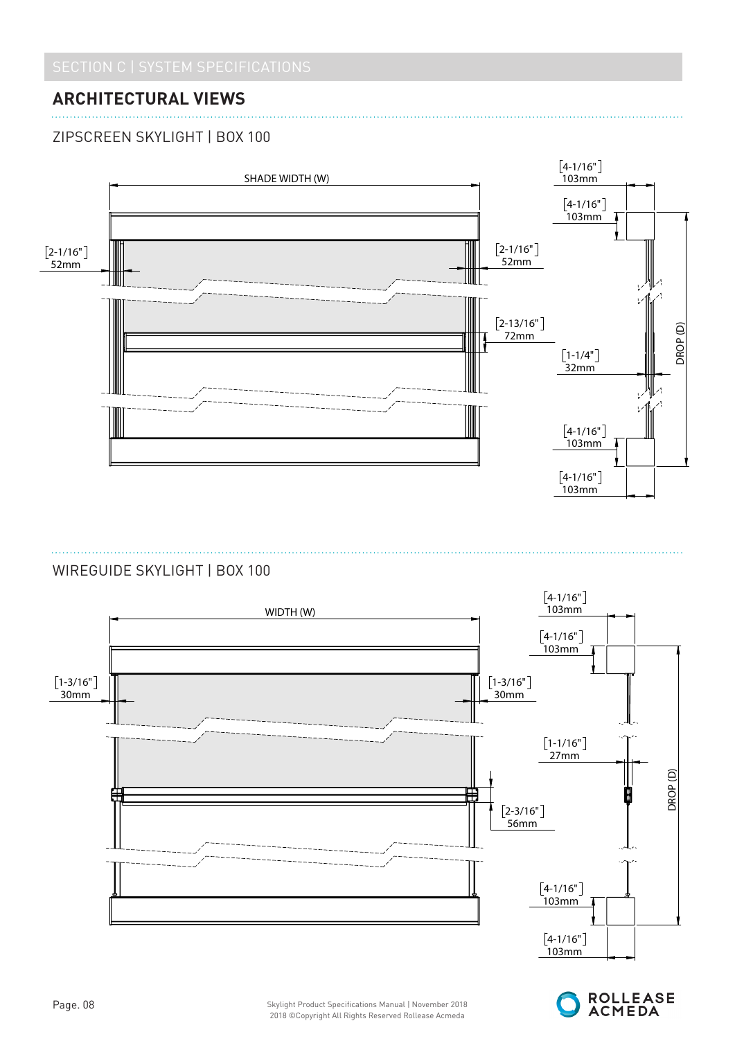SECTION C | SYSTEM SPECIFICATIONS

## ARCHITECTURAL VIEWS

### ZIPSCREEN SKYLIGHT | BOX 100

SHADE WIDTH (W)

[4-1/16"] 103mm

[4-1/16"] 103mm

[2-1/16"] 52mm

[2-1/16"] 52mm

[2-13/16"] 72mm

[1-1/4"] 32mm

DROP (D)

[4-1/16"] 103mm

[4-1/16"] 103mm

### WIREGUIDE SKYLIGHT | BOX 100

WIDTH (W)

[4-1/16"] 103mm

[4-1/16"] 103mm

[1-3/16"] 30mm

[1-3/16"] 30mm

[1-1/16"] 27mm

[2-3/16"] 56mm

DROP (D)

[4-1/16"] 103mm

[4-1/16"] 103mm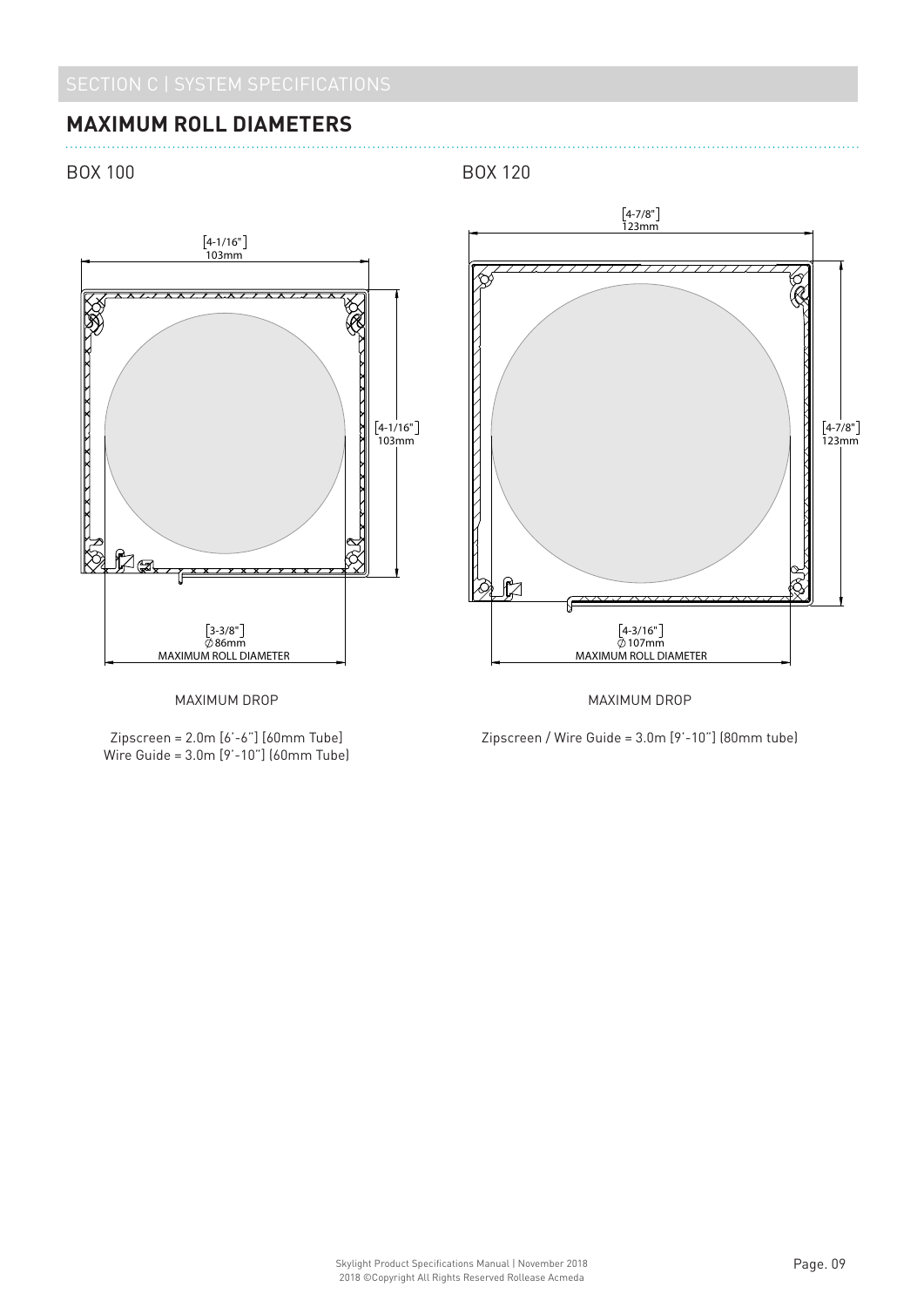SECTION C | SYSTEM SPECIFICATIONS

## MAXIMUM ROLL DIAMETERS

### BOX 100

[4-1/16"] 103mm

[4-1/16"] 103mm

[3-3/8"] ⌀86mm MAXIMUM ROLL DIAMETER

MAXIMUM DROP

Zipscreen = 2.0m [6'-6"] [60mm Tube]
Wire Guide = 3.0m [9'-10"] (60mm Tube)

### BOX 120

[4-7/8"] 123mm

[4-7/8"] 123mm

[4-3/16"] ⌀107mm MAXIMUM ROLL DIAMETER

MAXIMUM DROP

Zipscreen / Wire Guide = 3.0m [9'-10"] (80mm tube)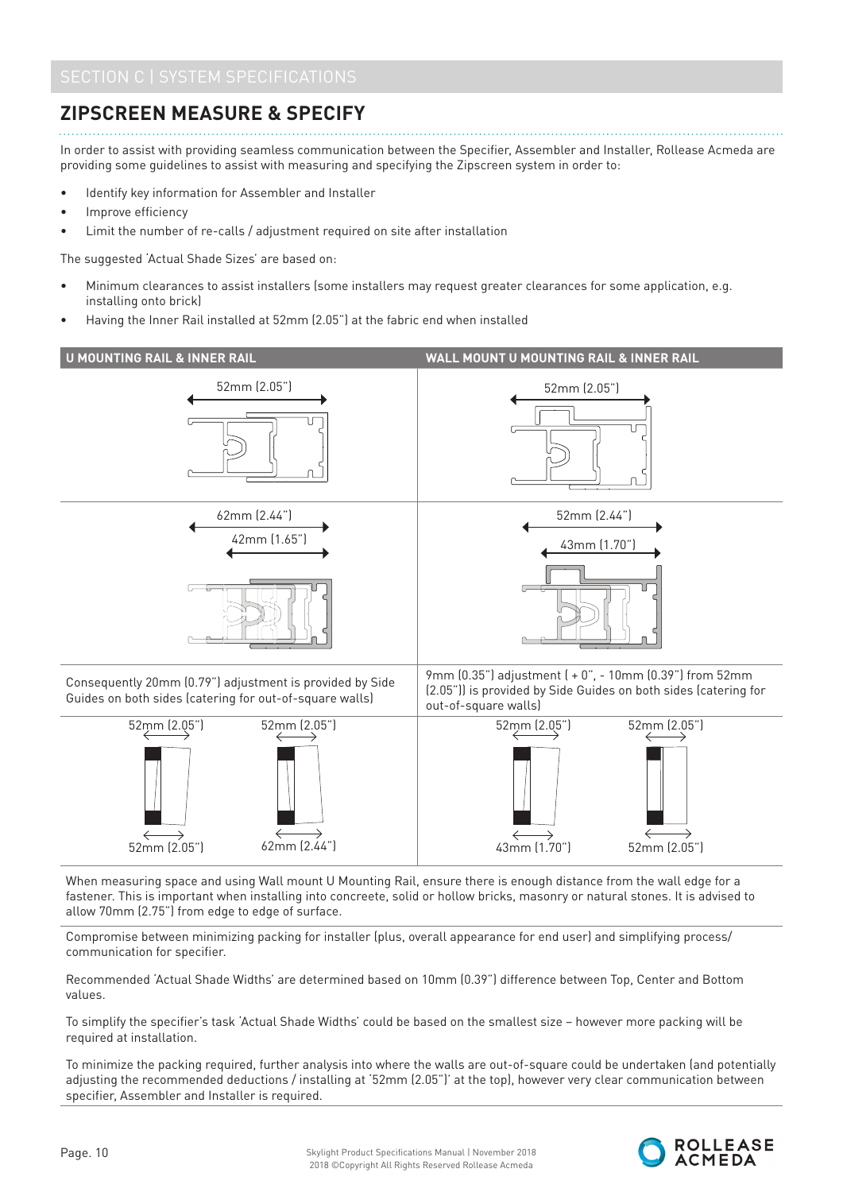## ZIPSCREEN MEASURE & SPECIFY

In order to assist with providing seamless communication between the Specifier, Assembler and Installer, Rollease Acmeda are providing some guidelines to assist with measuring and specifying the Zipscreen system in order to:

- Identify key information for Assembler and Installer
- Improve efficiency
- Limit the number of re-calls / adjustment required on site after installation

The suggested 'Actual Shade Sizes' are based on:

- Minimum clearances to assist installers (some installers may request greater clearances for some application, e.g. installing onto brick)
- Having the Inner Rail installed at 52mm (2.05") at the fabric end when installed

| U MOUNTING RAIL & INNER RAIL | WALL MOUNT U MOUNTING RAIL & INNER RAIL |
|---|---|
| 52mm (2.05") | 52mm (2.05") |
| 62mm (2.44")<br>42mm (1.65") | 52mm (2.44")<br>43mm (1.70") |
| Consequently 20mm (0.79") adjustment is provided by Side Guides on both sides (catering for out-of-square walls) | 9mm (0.35") adjustment ( + 0", - 10mm (0.39") from 52mm (2.05")) is provided by Side Guides on both sides (catering for out-of-square walls) |
| 52mm (2.05") 52mm (2.05")<br>52mm (2.05") 62mm (2.44") | 52mm (2.05") 52mm (2.05")<br>43mm (1.70") 52mm (2.05") |

When measuring space and using Wall mount U Mounting Rail, ensure there is enough distance from the wall edge for a fastener. This is important when installing into conccreete, solid or hollow bricks, masonry or natural stones. It is advised to allow 70mm (2.75") from edge to edge of surface.

Compromise between minimizing packing for installer (plus, overall appearance for end user) and simplifying process/communication for specifier.

Recommended 'Actual Shade Widths' are determined based on 10mm (0.39") difference between Top, Center and Bottom values.

To simplify the specifier's task 'Actual Shade Widths' could be based on the smallest size – however more packing will be required at installation.

To minimize the packing required, further analysis into where the walls are out-of-square could be undertaken (and potentially adjusting the recommended deductions / installing at '52mm (2.05")' at the top), however very clear communication between specifier, Assembler and Installer is required.